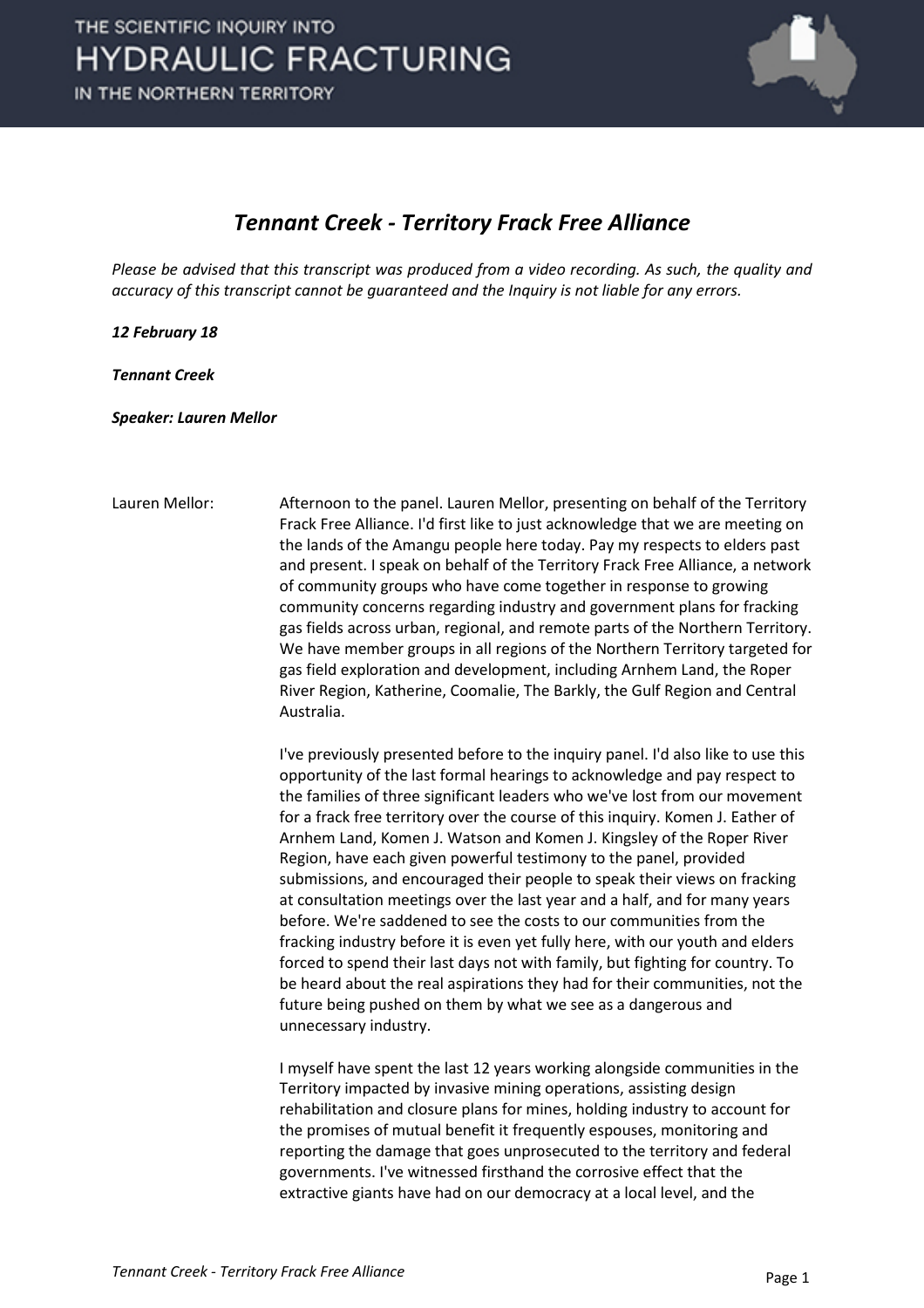# *Tennant Creek - Territory Frack Free Alliance*

*Please be advised that this transcript was produced from a video recording. As such, the quality and accuracy of this transcript cannot be guaranteed and the Inquiry is not liable for any errors.*

***12 February 18***

***Tennant Creek***

***Speaker: Lauren Mellor***

Lauren Mellor: Afternoon to the panel. Lauren Mellor, presenting on behalf of the Territory Frack Free Alliance. I'd first like to just acknowledge that we are meeting on the lands of the Amangu people here today. Pay my respects to elders past and present. I speak on behalf of the Territory Frack Free Alliance, a network of community groups who have come together in response to growing community concerns regarding industry and government plans for fracking gas fields across urban, regional, and remote parts of the Northern Territory. We have member groups in all regions of the Northern Territory targeted for gas field exploration and development, including Arnhem Land, the Roper River Region, Katherine, Coomalie, The Barkly, the Gulf Region and Central Australia.

I've previously presented before to the inquiry panel. I'd also like to use this opportunity of the last formal hearings to acknowledge and pay respect to the families of three significant leaders who we've lost from our movement for a frack free territory over the course of this inquiry. Komen J. Eather of Arnhem Land, Komen J. Watson and Komen J. Kingsley of the Roper River Region, have each given powerful testimony to the panel, provided submissions, and encouraged their people to speak their views on fracking at consultation meetings over the last year and a half, and for many years before. We're saddened to see the costs to our communities from the fracking industry before it is even yet fully here, with our youth and elders forced to spend their last days not with family, but fighting for country. To be heard about the real aspirations they had for their communities, not the future being pushed on them by what we see as a dangerous and unnecessary industry.

I myself have spent the last 12 years working alongside communities in the Territory impacted by invasive mining operations, assisting design rehabilitation and closure plans for mines, holding industry to account for the promises of mutual benefit it frequently espouses, monitoring and reporting the damage that goes unprosecuted to the territory and federal governments. I've witnessed firsthand the corrosive effect that the extractive giants have had on our democracy at a local level, and the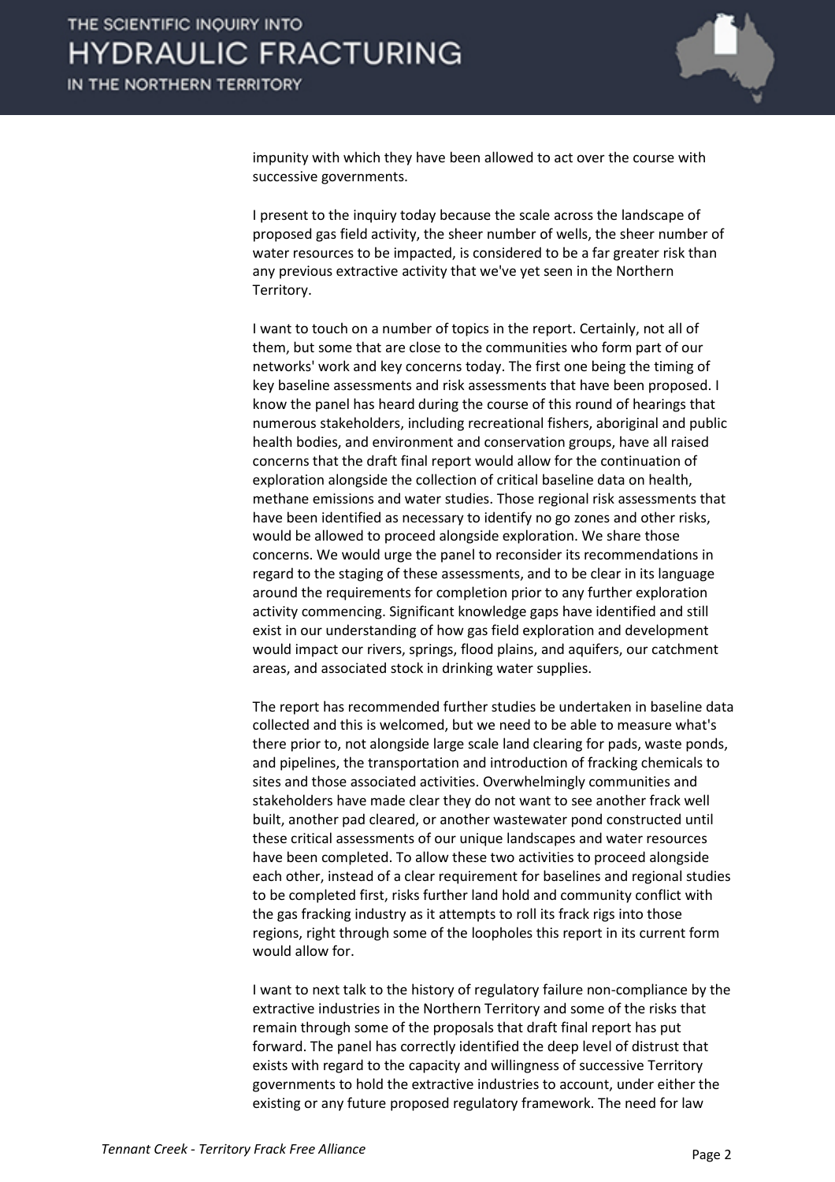impunity with which they have been allowed to act over the course with successive governments.

I present to the inquiry today because the scale across the landscape of proposed gas field activity, the sheer number of wells, the sheer number of water resources to be impacted, is considered to be a far greater risk than any previous extractive activity that we've yet seen in the Northern Territory.

I want to touch on a number of topics in the report. Certainly, not all of them, but some that are close to the communities who form part of our networks' work and key concerns today. The first one being the timing of key baseline assessments and risk assessments that have been proposed. I know the panel has heard during the course of this round of hearings that numerous stakeholders, including recreational fishers, aboriginal and public health bodies, and environment and conservation groups, have all raised concerns that the draft final report would allow for the continuation of exploration alongside the collection of critical baseline data on health, methane emissions and water studies. Those regional risk assessments that have been identified as necessary to identify no go zones and other risks, would be allowed to proceed alongside exploration. We share those concerns. We would urge the panel to reconsider its recommendations in regard to the staging of these assessments, and to be clear in its language around the requirements for completion prior to any further exploration activity commencing. Significant knowledge gaps have identified and still exist in our understanding of how gas field exploration and development would impact our rivers, springs, flood plains, and aquifers, our catchment areas, and associated stock in drinking water supplies.

The report has recommended further studies be undertaken in baseline data collected and this is welcomed, but we need to be able to measure what's there prior to, not alongside large scale land clearing for pads, waste ponds, and pipelines, the transportation and introduction of fracking chemicals to sites and those associated activities. Overwhelmingly communities and stakeholders have made clear they do not want to see another frack well built, another pad cleared, or another wastewater pond constructed until these critical assessments of our unique landscapes and water resources have been completed. To allow these two activities to proceed alongside each other, instead of a clear requirement for baselines and regional studies to be completed first, risks further land hold and community conflict with the gas fracking industry as it attempts to roll its frack rigs into those regions, right through some of the loopholes this report in its current form would allow for.

I want to next talk to the history of regulatory failure non-compliance by the extractive industries in the Northern Territory and some of the risks that remain through some of the proposals that draft final report has put forward. The panel has correctly identified the deep level of distrust that exists with regard to the capacity and willingness of successive Territory governments to hold the extractive industries to account, under either the existing or any future proposed regulatory framework. The need for law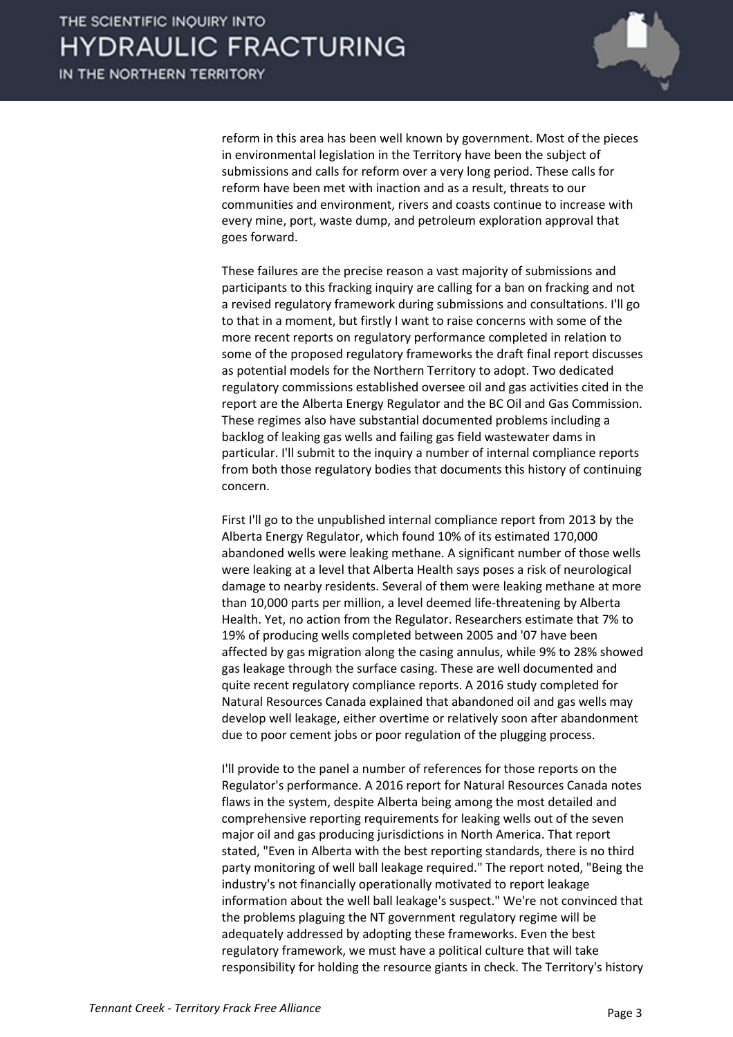reform in this area has been well known by government. Most of the pieces in environmental legislation in the Territory have been the subject of submissions and calls for reform over a very long period. These calls for reform have been met with inaction and as a result, threats to our communities and environment, rivers and coasts continue to increase with every mine, port, waste dump, and petroleum exploration approval that goes forward.

These failures are the precise reason a vast majority of submissions and participants to this fracking inquiry are calling for a ban on fracking and not a revised regulatory framework during submissions and consultations. I'll go to that in a moment, but firstly I want to raise concerns with some of the more recent reports on regulatory performance completed in relation to some of the proposed regulatory frameworks the draft final report discusses as potential models for the Northern Territory to adopt. Two dedicated regulatory commissions established oversee oil and gas activities cited in the report are the Alberta Energy Regulator and the BC Oil and Gas Commission. These regimes also have substantial documented problems including a backlog of leaking gas wells and failing gas field wastewater dams in particular. I'll submit to the inquiry a number of internal compliance reports from both those regulatory bodies that documents this history of continuing concern.

First I'll go to the unpublished internal compliance report from 2013 by the Alberta Energy Regulator, which found 10% of its estimated 170,000 abandoned wells were leaking methane. A significant number of those wells were leaking at a level that Alberta Health says poses a risk of neurological damage to nearby residents. Several of them were leaking methane at more than 10,000 parts per million, a level deemed life-threatening by Alberta Health. Yet, no action from the Regulator. Researchers estimate that 7% to 19% of producing wells completed between 2005 and '07 have been affected by gas migration along the casing annulus, while 9% to 28% showed gas leakage through the surface casing. These are well documented and quite recent regulatory compliance reports. A 2016 study completed for Natural Resources Canada explained that abandoned oil and gas wells may develop well leakage, either overtime or relatively soon after abandonment due to poor cement jobs or poor regulation of the plugging process.

I'll provide to the panel a number of references for those reports on the Regulator's performance. A 2016 report for Natural Resources Canada notes flaws in the system, despite Alberta being among the most detailed and comprehensive reporting requirements for leaking wells out of the seven major oil and gas producing jurisdictions in North America. That report stated, "Even in Alberta with the best reporting standards, there is no third party monitoring of well ball leakage required." The report noted, "Being the industry's not financially operationally motivated to report leakage information about the well ball leakage's suspect." We're not convinced that the problems plaguing the NT government regulatory regime will be adequately addressed by adopting these frameworks. Even the best regulatory framework, we must have a political culture that will take responsibility for holding the resource giants in check. The Territory's history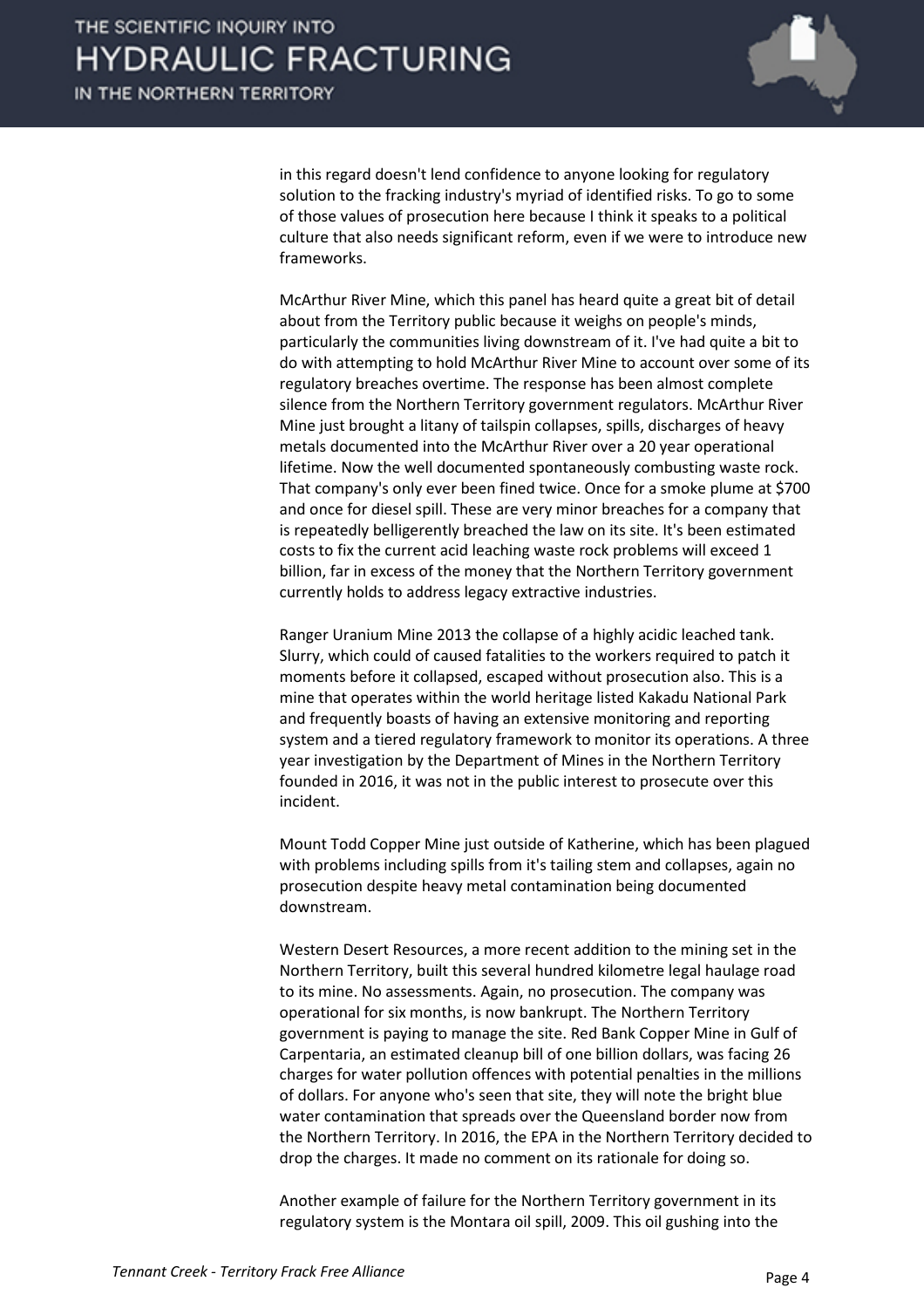in this regard doesn't lend confidence to anyone looking for regulatory solution to the fracking industry's myriad of identified risks. To go to some of those values of prosecution here because I think it speaks to a political culture that also needs significant reform, even if we were to introduce new frameworks.

McArthur River Mine, which this panel has heard quite a great bit of detail about from the Territory public because it weighs on people's minds, particularly the communities living downstream of it. I've had quite a bit to do with attempting to hold McArthur River Mine to account over some of its regulatory breaches overtime. The response has been almost complete silence from the Northern Territory government regulators. McArthur River Mine just brought a litany of tailspin collapses, spills, discharges of heavy metals documented into the McArthur River over a 20 year operational lifetime. Now the well documented spontaneously combusting waste rock. That company's only ever been fined twice. Once for a smoke plume at $700 and once for diesel spill. These are very minor breaches for a company that is repeatedly belligerently breached the law on its site. It's been estimated costs to fix the current acid leaching waste rock problems will exceed 1 billion, far in excess of the money that the Northern Territory government currently holds to address legacy extractive industries.

Ranger Uranium Mine 2013 the collapse of a highly acidic leached tank. Slurry, which could of caused fatalities to the workers required to patch it moments before it collapsed, escaped without prosecution also. This is a mine that operates within the world heritage listed Kakadu National Park and frequently boasts of having an extensive monitoring and reporting system and a tiered regulatory framework to monitor its operations. A three year investigation by the Department of Mines in the Northern Territory founded in 2016, it was not in the public interest to prosecute over this incident.

Mount Todd Copper Mine just outside of Katherine, which has been plagued with problems including spills from it's tailing stem and collapses, again no prosecution despite heavy metal contamination being documented downstream.

Western Desert Resources, a more recent addition to the mining set in the Northern Territory, built this several hundred kilometre legal haulage road to its mine. No assessments. Again, no prosecution. The company was operational for six months, is now bankrupt. The Northern Territory government is paying to manage the site. Red Bank Copper Mine in Gulf of Carpentaria, an estimated cleanup bill of one billion dollars, was facing 26 charges for water pollution offences with potential penalties in the millions of dollars. For anyone who's seen that site, they will note the bright blue water contamination that spreads over the Queensland border now from the Northern Territory. In 2016, the EPA in the Northern Territory decided to drop the charges. It made no comment on its rationale for doing so.

Another example of failure for the Northern Territory government in its regulatory system is the Montara oil spill, 2009. This oil gushing into the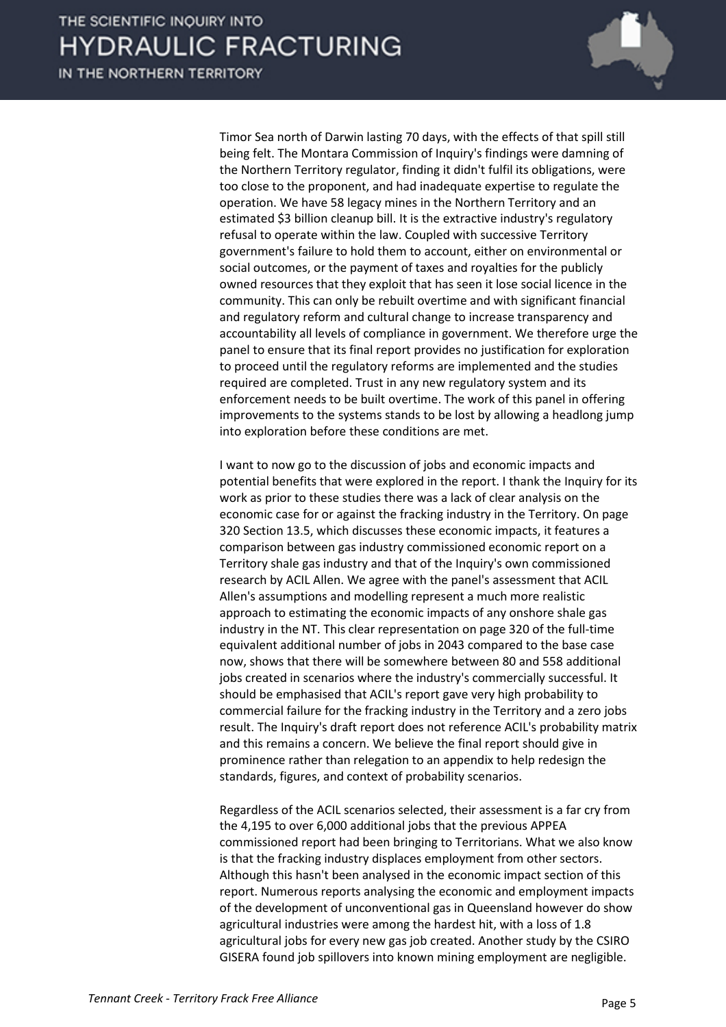Timor Sea north of Darwin lasting 70 days, with the effects of that spill still being felt. The Montara Commission of Inquiry's findings were damning of the Northern Territory regulator, finding it didn't fulfil its obligations, were too close to the proponent, and had inadequate expertise to regulate the operation. We have 58 legacy mines in the Northern Territory and an estimated $3 billion cleanup bill. It is the extractive industry's regulatory refusal to operate within the law. Coupled with successive Territory government's failure to hold them to account, either on environmental or social outcomes, or the payment of taxes and royalties for the publicly owned resources that they exploit that has seen it lose social licence in the community. This can only be rebuilt overtime and with significant financial and regulatory reform and cultural change to increase transparency and accountability all levels of compliance in government. We therefore urge the panel to ensure that its final report provides no justification for exploration to proceed until the regulatory reforms are implemented and the studies required are completed. Trust in any new regulatory system and its enforcement needs to be built overtime. The work of this panel in offering improvements to the systems stands to be lost by allowing a headlong jump into exploration before these conditions are met.

I want to now go to the discussion of jobs and economic impacts and potential benefits that were explored in the report. I thank the Inquiry for its work as prior to these studies there was a lack of clear analysis on the economic case for or against the fracking industry in the Territory. On page 320 Section 13.5, which discusses these economic impacts, it features a comparison between gas industry commissioned economic report on a Territory shale gas industry and that of the Inquiry's own commissioned research by ACIL Allen. We agree with the panel's assessment that ACIL Allen's assumptions and modelling represent a much more realistic approach to estimating the economic impacts of any onshore shale gas industry in the NT. This clear representation on page 320 of the full-time equivalent additional number of jobs in 2043 compared to the base case now, shows that there will be somewhere between 80 and 558 additional jobs created in scenarios where the industry's commercially successful. It should be emphasised that ACIL's report gave very high probability to commercial failure for the fracking industry in the Territory and a zero jobs result. The Inquiry's draft report does not reference ACIL's probability matrix and this remains a concern. We believe the final report should give in prominence rather than relegation to an appendix to help redesign the standards, figures, and context of probability scenarios.

Regardless of the ACIL scenarios selected, their assessment is a far cry from the 4,195 to over 6,000 additional jobs that the previous APPEA commissioned report had been bringing to Territorians. What we also know is that the fracking industry displaces employment from other sectors. Although this hasn't been analysed in the economic impact section of this report. Numerous reports analysing the economic and employment impacts of the development of unconventional gas in Queensland however do show agricultural industries were among the hardest hit, with a loss of 1.8 agricultural jobs for every new gas job created. Another study by the CSIRO GISERA found job spillovers into known mining employment are negligible.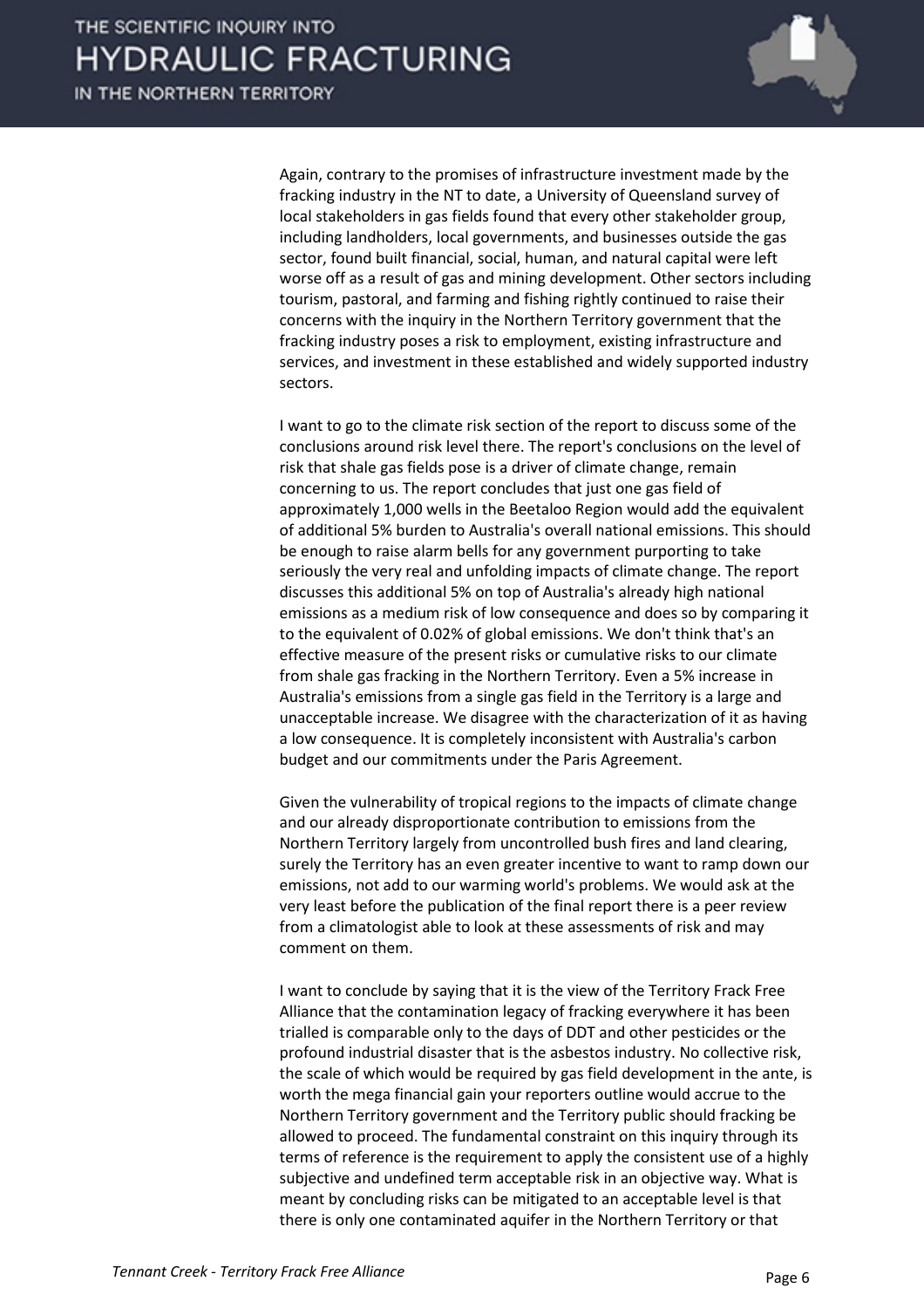Again, contrary to the promises of infrastructure investment made by the fracking industry in the NT to date, a University of Queensland survey of local stakeholders in gas fields found that every other stakeholder group, including landholders, local governments, and businesses outside the gas sector, found built financial, social, human, and natural capital were left worse off as a result of gas and mining development. Other sectors including tourism, pastoral, and farming and fishing rightly continued to raise their concerns with the inquiry in the Northern Territory government that the fracking industry poses a risk to employment, existing infrastructure and services, and investment in these established and widely supported industry sectors.

I want to go to the climate risk section of the report to discuss some of the conclusions around risk level there. The report's conclusions on the level of risk that shale gas fields pose is a driver of climate change, remain concerning to us. The report concludes that just one gas field of approximately 1,000 wells in the Beetaloo Region would add the equivalent of additional 5% burden to Australia's overall national emissions. This should be enough to raise alarm bells for any government purporting to take seriously the very real and unfolding impacts of climate change. The report discusses this additional 5% on top of Australia's already high national emissions as a medium risk of low consequence and does so by comparing it to the equivalent of 0.02% of global emissions. We don't think that's an effective measure of the present risks or cumulative risks to our climate from shale gas fracking in the Northern Territory. Even a 5% increase in Australia's emissions from a single gas field in the Territory is a large and unacceptable increase. We disagree with the characterization of it as having a low consequence. It is completely inconsistent with Australia's carbon budget and our commitments under the Paris Agreement.

Given the vulnerability of tropical regions to the impacts of climate change and our already disproportionate contribution to emissions from the Northern Territory largely from uncontrolled bush fires and land clearing, surely the Territory has an even greater incentive to want to ramp down our emissions, not add to our warming world's problems. We would ask at the very least before the publication of the final report there is a peer review from a climatologist able to look at these assessments of risk and may comment on them.

I want to conclude by saying that it is the view of the Territory Frack Free Alliance that the contamination legacy of fracking everywhere it has been trialled is comparable only to the days of DDT and other pesticides or the profound industrial disaster that is the asbestos industry. No collective risk, the scale of which would be required by gas field development in the ante, is worth the mega financial gain your reporters outline would accrue to the Northern Territory government and the Territory public should fracking be allowed to proceed. The fundamental constraint on this inquiry through its terms of reference is the requirement to apply the consistent use of a highly subjective and undefined term acceptable risk in an objective way. What is meant by concluding risks can be mitigated to an acceptable level is that there is only one contaminated aquifer in the Northern Territory or that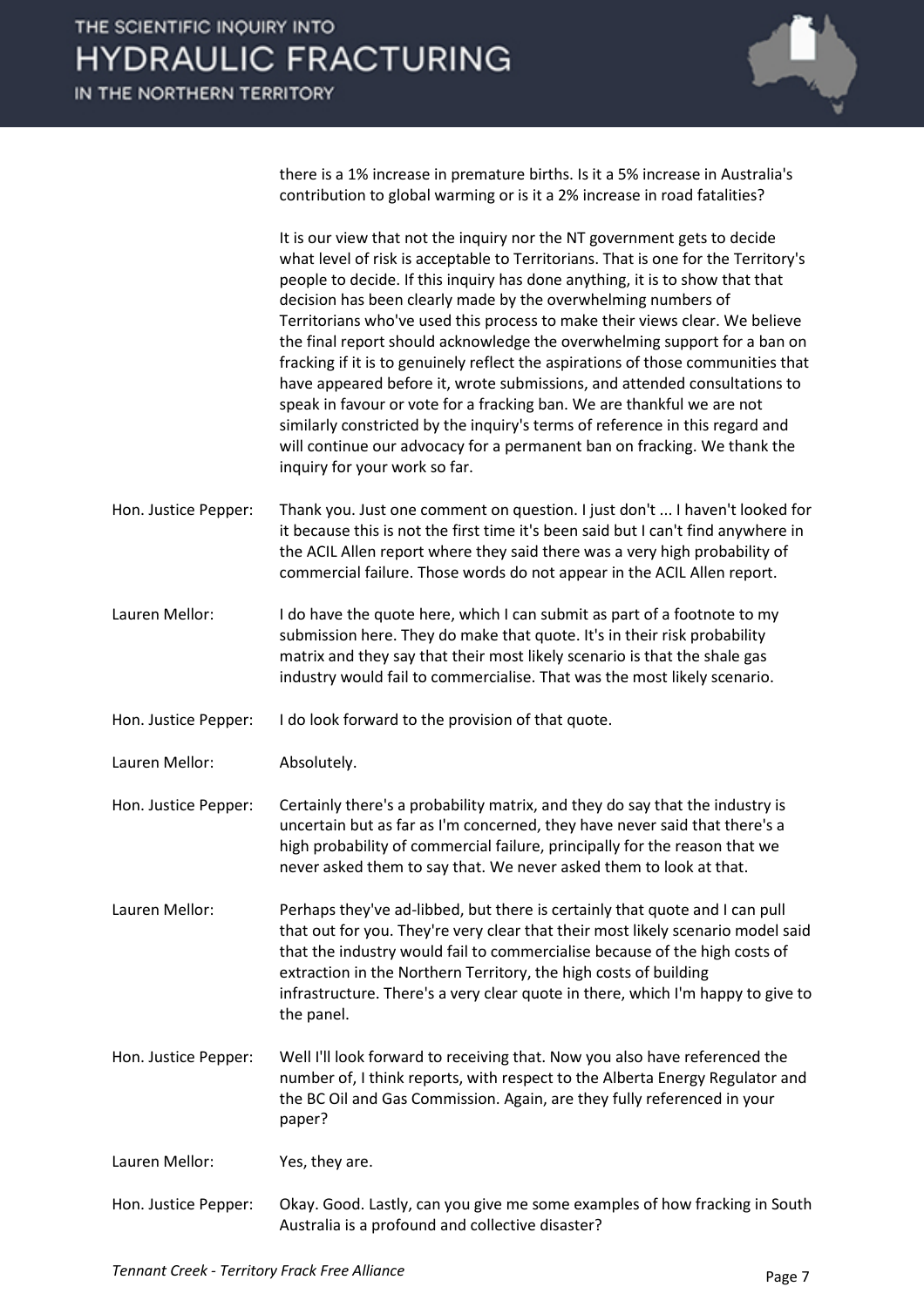there is a 1% increase in premature births. Is it a 5% increase in Australia's contribution to global warming or is it a 2% increase in road fatalities?

It is our view that not the inquiry nor the NT government gets to decide what level of risk is acceptable to Territorians. That is one for the Territory's people to decide. If this inquiry has done anything, it is to show that that decision has been clearly made by the overwhelming numbers of Territorians who've used this process to make their views clear. We believe the final report should acknowledge the overwhelming support for a ban on fracking if it is to genuinely reflect the aspirations of those communities that have appeared before it, wrote submissions, and attended consultations to speak in favour or vote for a fracking ban. We are thankful we are not similarly constricted by the inquiry's terms of reference in this regard and will continue our advocacy for a permanent ban on fracking. We thank the inquiry for your work so far.

**Hon. Justice Pepper:** Thank you. Just one comment on question. I just don't ... I haven't looked for it because this is not the first time it's been said but I can't find anywhere in the ACIL Allen report where they said there was a very high probability of commercial failure. Those words do not appear in the ACIL Allen report.

**Lauren Mellor:** I do have the quote here, which I can submit as part of a footnote to my submission here. They do make that quote. It's in their risk probability matrix and they say that their most likely scenario is that the shale gas industry would fail to commercialise. That was the most likely scenario.

**Hon. Justice Pepper:** I do look forward to the provision of that quote.

**Lauren Mellor:** Absolutely.

**Hon. Justice Pepper:** Certainly there's a probability matrix, and they do say that the industry is uncertain but as far as I'm concerned, they have never said that there's a high probability of commercial failure, principally for the reason that we never asked them to say that. We never asked them to look at that.

**Lauren Mellor:** Perhaps they've ad-libbed, but there is certainly that quote and I can pull that out for you. They're very clear that their most likely scenario model said that the industry would fail to commercialise because of the high costs of extraction in the Northern Territory, the high costs of building infrastructure. There's a very clear quote in there, which I'm happy to give to the panel.

**Hon. Justice Pepper:** Well I'll look forward to receiving that. Now you also have referenced the number of, I think reports, with respect to the Alberta Energy Regulator and the BC Oil and Gas Commission. Again, are they fully referenced in your paper?

**Lauren Mellor:** Yes, they are.

**Hon. Justice Pepper:** Okay. Good. Lastly, can you give me some examples of how fracking in South Australia is a profound and collective disaster?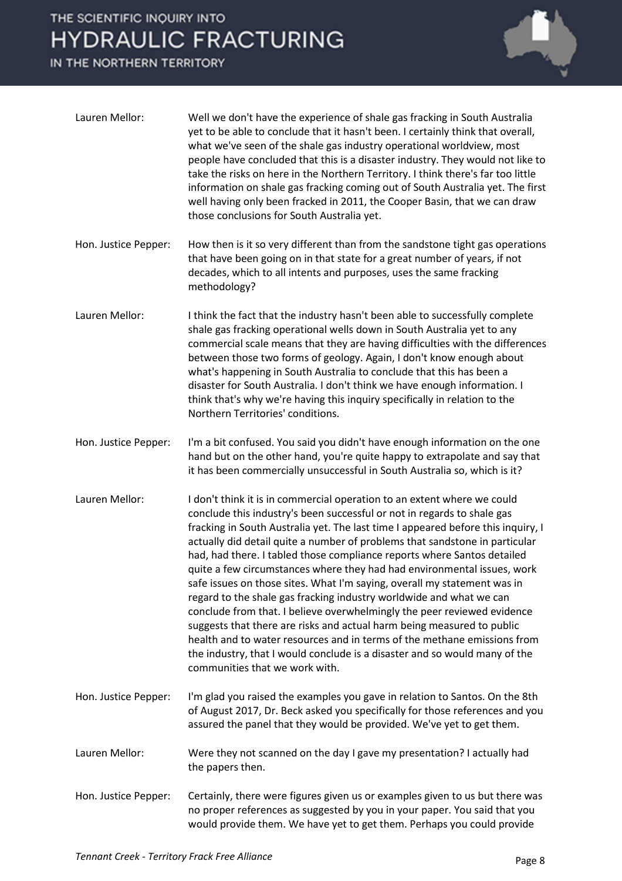**Lauren Mellor:** Well we don't have the experience of shale gas fracking in South Australia yet to be able to conclude that it hasn't been. I certainly think that overall, what we've seen of the shale gas industry operational worldview, most people have concluded that this is a disaster industry. They would not like to take the risks on here in the Northern Territory. I think there's far too little information on shale gas fracking coming out of South Australia yet. The first well having only been fracked in 2011, the Cooper Basin, that we can draw those conclusions for South Australia yet.

**Hon. Justice Pepper:** How then is it so very different than from the sandstone tight gas operations that have been going on in that state for a great number of years, if not decades, which to all intents and purposes, uses the same fracking methodology?

**Lauren Mellor:** I think the fact that the industry hasn't been able to successfully complete shale gas fracking operational wells down in South Australia yet to any commercial scale means that they are having difficulties with the differences between those two forms of geology. Again, I don't know enough about what's happening in South Australia to conclude that this has been a disaster for South Australia. I don't think we have enough information. I think that's why we're having this inquiry specifically in relation to the Northern Territories' conditions.

**Hon. Justice Pepper:** I'm a bit confused. You said you didn't have enough information on the one hand but on the other hand, you're quite happy to extrapolate and say that it has been commercially unsuccessful in South Australia so, which is it?

**Lauren Mellor:** I don't think it is in commercial operation to an extent where we could conclude this industry's been successful or not in regards to shale gas fracking in South Australia yet. The last time I appeared before this inquiry, I actually did detail quite a number of problems that sandstone in particular had, had there. I tabled those compliance reports where Santos detailed quite a few circumstances where they had had environmental issues, work safe issues on those sites. What I'm saying, overall my statement was in regard to the shale gas fracking industry worldwide and what we can conclude from that. I believe overwhelmingly the peer reviewed evidence suggests that there are risks and actual harm being measured to public health and to water resources and in terms of the methane emissions from the industry, that I would conclude is a disaster and so would many of the communities that we work with.

**Hon. Justice Pepper:** I'm glad you raised the examples you gave in relation to Santos. On the 8th of August 2017, Dr. Beck asked you specifically for those references and you assured the panel that they would be provided. We've yet to get them.

**Lauren Mellor:** Were they not scanned on the day I gave my presentation? I actually had the papers then.

**Hon. Justice Pepper:** Certainly, there were figures given us or examples given to us but there was no proper references as suggested by you in your paper. You said that you would provide them. We have yet to get them. Perhaps you could provide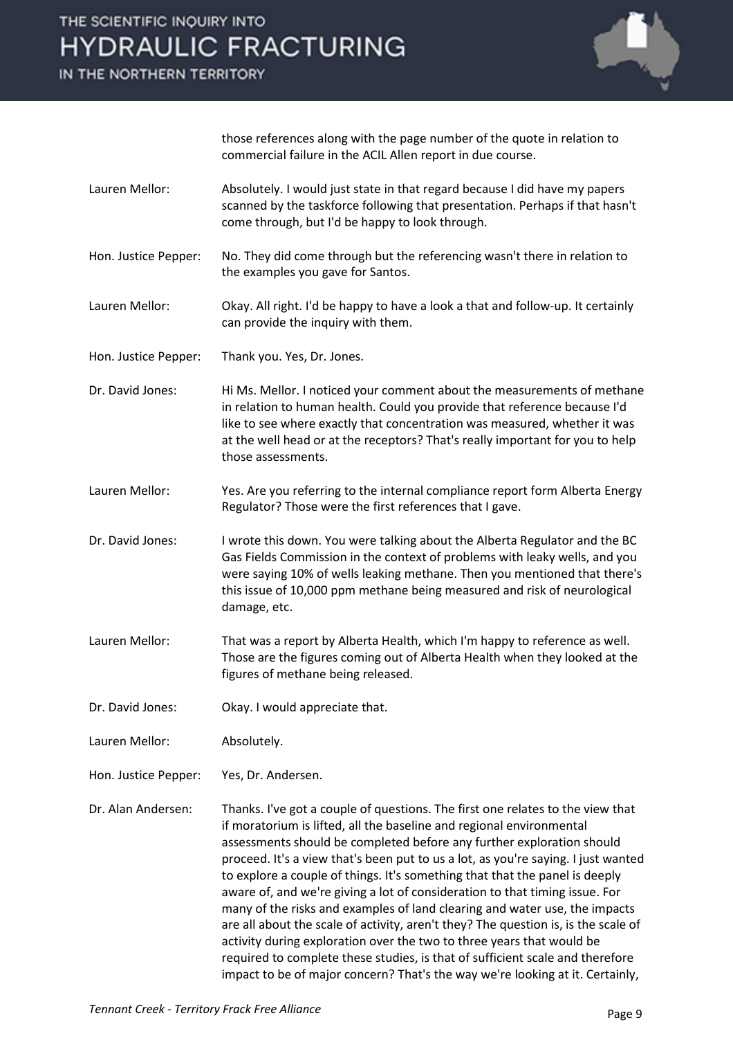those references along with the page number of the quote in relation to commercial failure in the ACIL Allen report in due course.

Lauren Mellor: Absolutely. I would just state in that regard because I did have my papers scanned by the taskforce following that presentation. Perhaps if that hasn't come through, but I'd be happy to look through.

Hon. Justice Pepper: No. They did come through but the referencing wasn't there in relation to the examples you gave for Santos.

Lauren Mellor: Okay. All right. I'd be happy to have a look a that and follow-up. It certainly can provide the inquiry with them.

Hon. Justice Pepper: Thank you. Yes, Dr. Jones.

Dr. David Jones: Hi Ms. Mellor. I noticed your comment about the measurements of methane in relation to human health. Could you provide that reference because I'd like to see where exactly that concentration was measured, whether it was at the well head or at the receptors? That's really important for you to help those assessments.

Lauren Mellor: Yes. Are you referring to the internal compliance report form Alberta Energy Regulator? Those were the first references that I gave.

Dr. David Jones: I wrote this down. You were talking about the Alberta Regulator and the BC Gas Fields Commission in the context of problems with leaky wells, and you were saying 10% of wells leaking methane. Then you mentioned that there's this issue of 10,000 ppm methane being measured and risk of neurological damage, etc.

Lauren Mellor: That was a report by Alberta Health, which I'm happy to reference as well. Those are the figures coming out of Alberta Health when they looked at the figures of methane being released.

Dr. David Jones: Okay. I would appreciate that.

Lauren Mellor: Absolutely.

Hon. Justice Pepper: Yes, Dr. Andersen.

Dr. Alan Andersen: Thanks. I've got a couple of questions. The first one relates to the view that if moratorium is lifted, all the baseline and regional environmental assessments should be completed before any further exploration should proceed. It's a view that's been put to us a lot, as you're saying. I just wanted to explore a couple of things. It's something that that the panel is deeply aware of, and we're giving a lot of consideration to that timing issue. For many of the risks and examples of land clearing and water use, the impacts are all about the scale of activity, aren't they? The question is, is the scale of activity during exploration over the two to three years that would be required to complete these studies, is that of sufficient scale and therefore impact to be of major concern? That's the way we're looking at it. Certainly,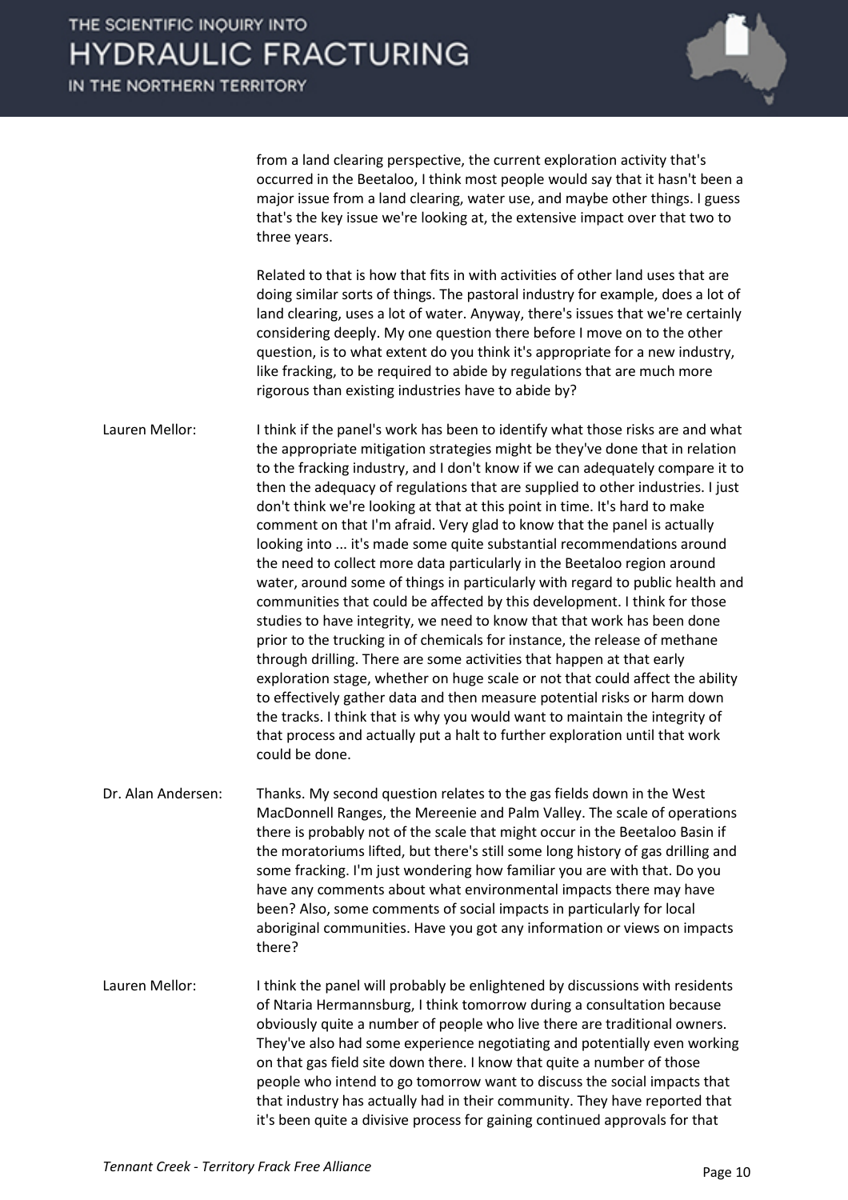from a land clearing perspective, the current exploration activity that's occurred in the Beetaloo, I think most people would say that it hasn't been a major issue from a land clearing, water use, and maybe other things. I guess that's the key issue we're looking at, the extensive impact over that two to three years.

Related to that is how that fits in with activities of other land uses that are doing similar sorts of things. The pastoral industry for example, does a lot of land clearing, uses a lot of water. Anyway, there's issues that we're certainly considering deeply. My one question there before I move on to the other question, is to what extent do you think it's appropriate for a new industry, like fracking, to be required to abide by regulations that are much more rigorous than existing industries have to abide by?

**Lauren Mellor:** I think if the panel's work has been to identify what those risks are and what the appropriate mitigation strategies might be they've done that in relation to the fracking industry, and I don't know if we can adequately compare it to then the adequacy of regulations that are supplied to other industries. I just don't think we're looking at that at this point in time. It's hard to make comment on that I'm afraid. Very glad to know that the panel is actually looking into ... it's made some quite substantial recommendations around the need to collect more data particularly in the Beetaloo region around water, around some of things in particularly with regard to public health and communities that could be affected by this development. I think for those studies to have integrity, we need to know that that work has been done prior to the trucking in of chemicals for instance, the release of methane through drilling. There are some activities that happen at that early exploration stage, whether on huge scale or not that could affect the ability to effectively gather data and then measure potential risks or harm down the tracks. I think that is why you would want to maintain the integrity of that process and actually put a halt to further exploration until that work could be done.

**Dr. Alan Andersen:** Thanks. My second question relates to the gas fields down in the West MacDonnell Ranges, the Mereenie and Palm Valley. The scale of operations there is probably not of the scale that might occur in the Beetaloo Basin if the moratoriums lifted, but there's still some long history of gas drilling and some fracking. I'm just wondering how familiar you are with that. Do you have any comments about what environmental impacts there may have been? Also, some comments of social impacts in particularly for local aboriginal communities. Have you got any information or views on impacts there?

**Lauren Mellor:** I think the panel will probably be enlightened by discussions with residents of Ntaria Hermannsburg, I think tomorrow during a consultation because obviously quite a number of people who live there are traditional owners. They've also had some experience negotiating and potentially even working on that gas field site down there. I know that quite a number of those people who intend to go tomorrow want to discuss the social impacts that that industry has actually had in their community. They have reported that it's been quite a divisive process for gaining continued approvals for that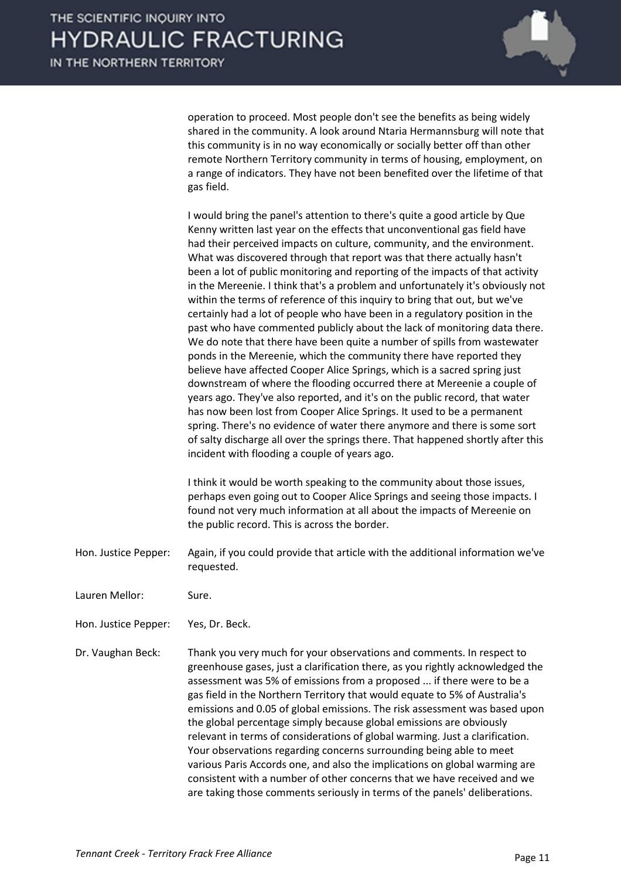operation to proceed. Most people don't see the benefits as being widely shared in the community. A look around Ntaria Hermannsburg will note that this community is in no way economically or socially better off than other remote Northern Territory community in terms of housing, employment, on a range of indicators. They have not been benefited over the lifetime of that gas field.

I would bring the panel's attention to there's quite a good article by Que Kenny written last year on the effects that unconventional gas field have had their perceived impacts on culture, community, and the environment. What was discovered through that report was that there actually hasn't been a lot of public monitoring and reporting of the impacts of that activity in the Mereenie. I think that's a problem and unfortunately it's obviously not within the terms of reference of this inquiry to bring that out, but we've certainly had a lot of people who have been in a regulatory position in the past who have commented publicly about the lack of monitoring data there. We do note that there have been quite a number of spills from wastewater ponds in the Mereenie, which the community there have reported they believe have affected Cooper Alice Springs, which is a sacred spring just downstream of where the flooding occurred there at Mereenie a couple of years ago. They've also reported, and it's on the public record, that water has now been lost from Cooper Alice Springs. It used to be a permanent spring. There's no evidence of water there anymore and there is some sort of salty discharge all over the springs there. That happened shortly after this incident with flooding a couple of years ago.

I think it would be worth speaking to the community about those issues, perhaps even going out to Cooper Alice Springs and seeing those impacts. I found not very much information at all about the impacts of Mereenie on the public record. This is across the border.

Hon. Justice Pepper: Again, if you could provide that article with the additional information we've requested.

Lauren Mellor: Sure.

Hon. Justice Pepper: Yes, Dr. Beck.

Dr. Vaughan Beck: Thank you very much for your observations and comments. In respect to greenhouse gases, just a clarification there, as you rightly acknowledged the assessment was 5% of emissions from a proposed ... if there were to be a gas field in the Northern Territory that would equate to 5% of Australia's emissions and 0.05 of global emissions. The risk assessment was based upon the global percentage simply because global emissions are obviously relevant in terms of considerations of global warming. Just a clarification. Your observations regarding concerns surrounding being able to meet various Paris Accords one, and also the implications on global warming are consistent with a number of other concerns that we have received and we are taking those comments seriously in terms of the panels' deliberations.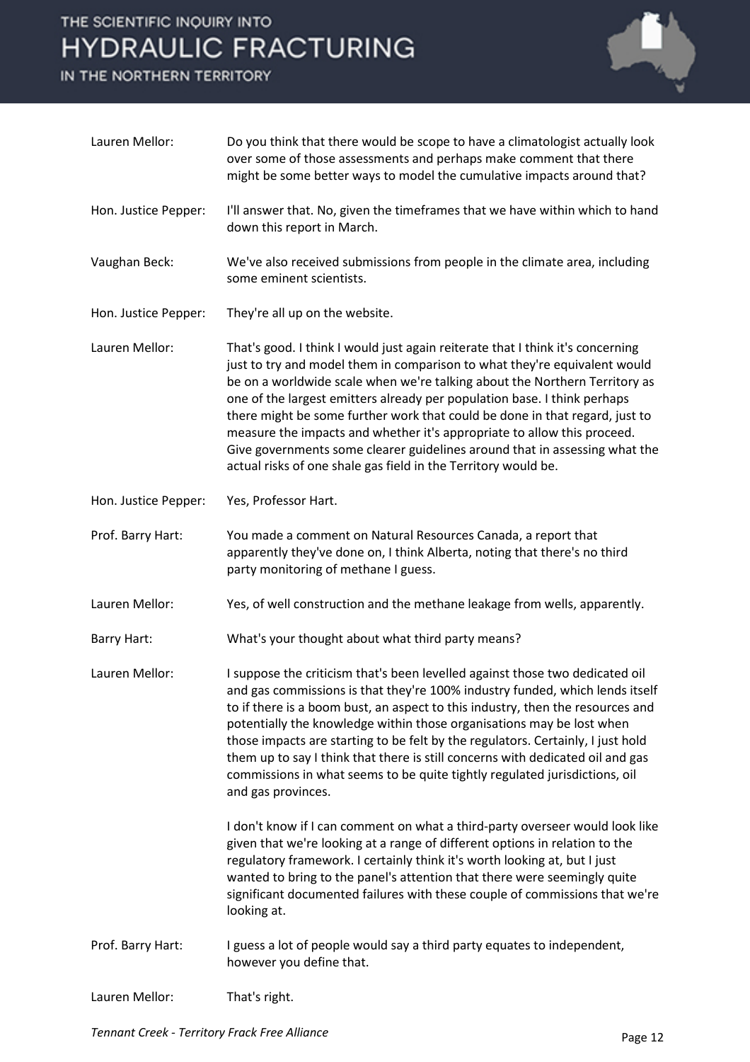**Lauren Mellor:** Do you think that there would be scope to have a climatologist actually look over some of those assessments and perhaps make comment that there might be some better ways to model the cumulative impacts around that?

**Hon. Justice Pepper:** I'll answer that. No, given the timeframes that we have within which to hand down this report in March.

**Vaughan Beck:** We've also received submissions from people in the climate area, including some eminent scientists.

**Hon. Justice Pepper:** They're all up on the website.

**Lauren Mellor:** That's good. I think I would just again reiterate that I think it's concerning just to try and model them in comparison to what they're equivalent would be on a worldwide scale when we're talking about the Northern Territory as one of the largest emitters already per population base. I think perhaps there might be some further work that could be done in that regard, just to measure the impacts and whether it's appropriate to allow this proceed. Give governments some clearer guidelines around that in assessing what the actual risks of one shale gas field in the Territory would be.

**Hon. Justice Pepper:** Yes, Professor Hart.

**Prof. Barry Hart:** You made a comment on Natural Resources Canada, a report that apparently they've done on, I think Alberta, noting that there's no third party monitoring of methane I guess.

**Lauren Mellor:** Yes, of well construction and the methane leakage from wells, apparently.

**Barry Hart:** What's your thought about what third party means?

**Lauren Mellor:** I suppose the criticism that's been levelled against those two dedicated oil and gas commissions is that they're 100% industry funded, which lends itself to if there is a boom bust, an aspect to this industry, then the resources and potentially the knowledge within those organisations may be lost when those impacts are starting to be felt by the regulators. Certainly, I just hold them up to say I think that there is still concerns with dedicated oil and gas commissions in what seems to be quite tightly regulated jurisdictions, oil and gas provinces.

I don't know if I can comment on what a third-party overseer would look like given that we're looking at a range of different options in relation to the regulatory framework. I certainly think it's worth looking at, but I just wanted to bring to the panel's attention that there were seemingly quite significant documented failures with these couple of commissions that we're looking at.

**Prof. Barry Hart:** I guess a lot of people would say a third party equates to independent, however you define that.

**Lauren Mellor:** That's right.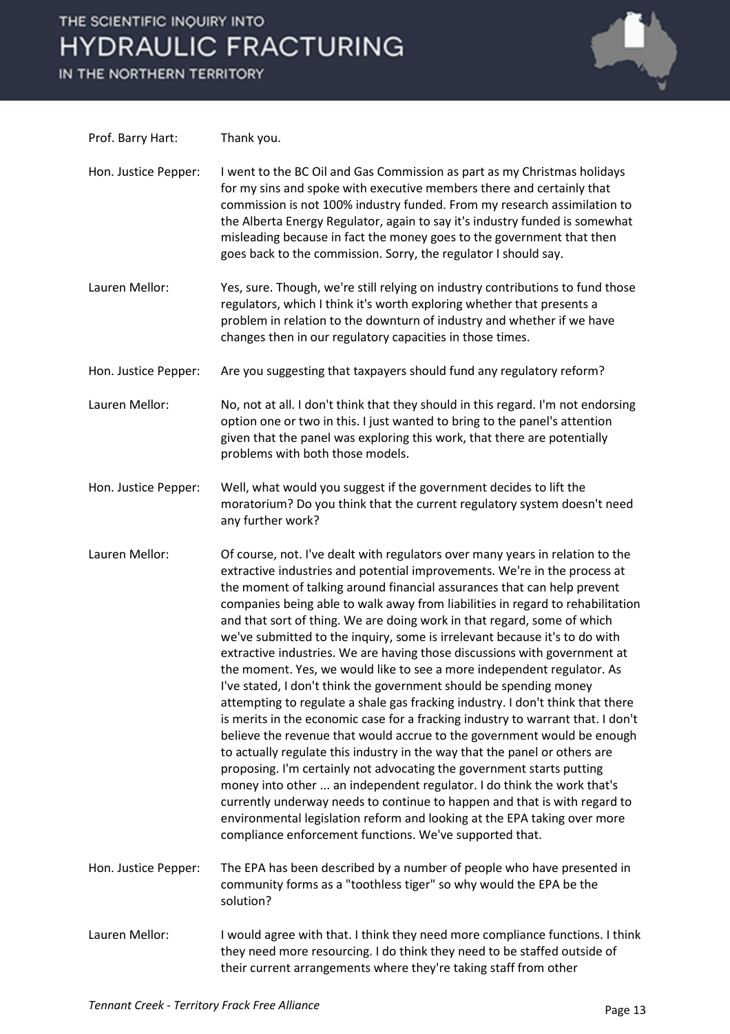Prof. Barry Hart: Thank you.

Hon. Justice Pepper: I went to the BC Oil and Gas Commission as part as my Christmas holidays for my sins and spoke with executive members there and certainly that commission is not 100% industry funded. From my research assimilation to the Alberta Energy Regulator, again to say it's industry funded is somewhat misleading because in fact the money goes to the government that then goes back to the commission. Sorry, the regulator I should say.

Lauren Mellor: Yes, sure. Though, we're still relying on industry contributions to fund those regulators, which I think it's worth exploring whether that presents a problem in relation to the downturn of industry and whether if we have changes then in our regulatory capacities in those times.

Hon. Justice Pepper: Are you suggesting that taxpayers should fund any regulatory reform?

Lauren Mellor: No, not at all. I don't think that they should in this regard. I'm not endorsing option one or two in this. I just wanted to bring to the panel's attention given that the panel was exploring this work, that there are potentially problems with both those models.

Hon. Justice Pepper: Well, what would you suggest if the government decides to lift the moratorium? Do you think that the current regulatory system doesn't need any further work?

Lauren Mellor: Of course, not. I've dealt with regulators over many years in relation to the extractive industries and potential improvements. We're in the process at the moment of talking around financial assurances that can help prevent companies being able to walk away from liabilities in regard to rehabilitation and that sort of thing. We are doing work in that regard, some of which we've submitted to the inquiry, some is irrelevant because it's to do with extractive industries. We are having those discussions with government at the moment. Yes, we would like to see a more independent regulator. As I've stated, I don't think the government should be spending money attempting to regulate a shale gas fracking industry. I don't think that there is merits in the economic case for a fracking industry to warrant that. I don't believe the revenue that would accrue to the government would be enough to actually regulate this industry in the way that the panel or others are proposing. I'm certainly not advocating the government starts putting money into other ... an independent regulator. I do think the work that's currently underway needs to continue to happen and that is with regard to environmental legislation reform and looking at the EPA taking over more compliance enforcement functions. We've supported that.

Hon. Justice Pepper: The EPA has been described by a number of people who have presented in community forms as a "toothless tiger" so why would the EPA be the solution?

Lauren Mellor: I would agree with that. I think they need more compliance functions. I think they need more resourcing. I do think they need to be staffed outside of their current arrangements where they're taking staff from other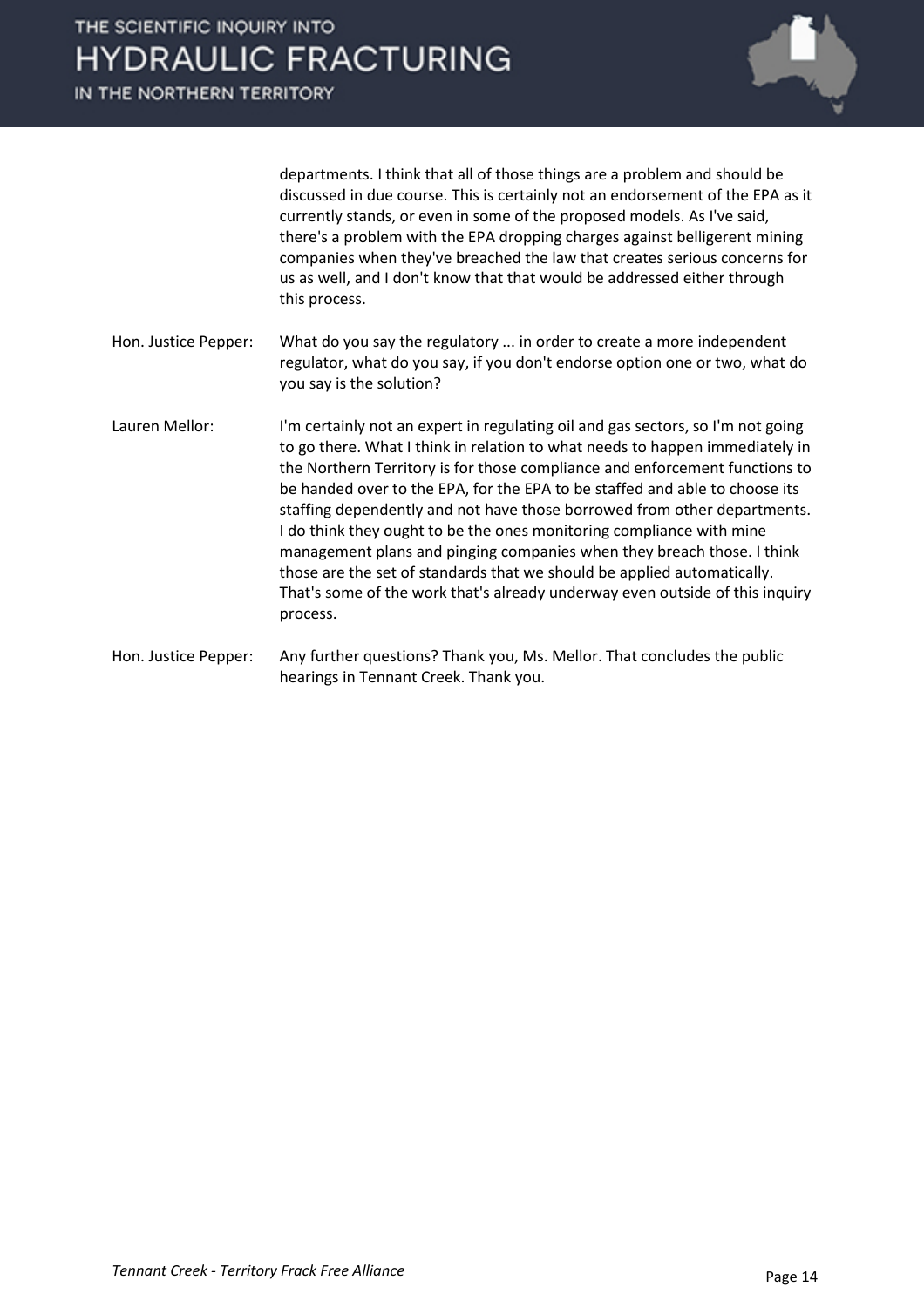departments. I think that all of those things are a problem and should be discussed in due course. This is certainly not an endorsement of the EPA as it currently stands, or even in some of the proposed models. As I've said, there's a problem with the EPA dropping charges against belligerent mining companies when they've breached the law that creates serious concerns for us as well, and I don't know that that would be addressed either through this process.

Hon. Justice Pepper: What do you say the regulatory ... in order to create a more independent regulator, what do you say, if you don't endorse option one or two, what do you say is the solution?

Lauren Mellor: I'm certainly not an expert in regulating oil and gas sectors, so I'm not going to go there. What I think in relation to what needs to happen immediately in the Northern Territory is for those compliance and enforcement functions to be handed over to the EPA, for the EPA to be staffed and able to choose its staffing dependently and not have those borrowed from other departments. I do think they ought to be the ones monitoring compliance with mine management plans and pinging companies when they breach those. I think those are the set of standards that we should be applied automatically. That's some of the work that's already underway even outside of this inquiry process.

Hon. Justice Pepper: Any further questions? Thank you, Ms. Mellor. That concludes the public hearings in Tennant Creek. Thank you.